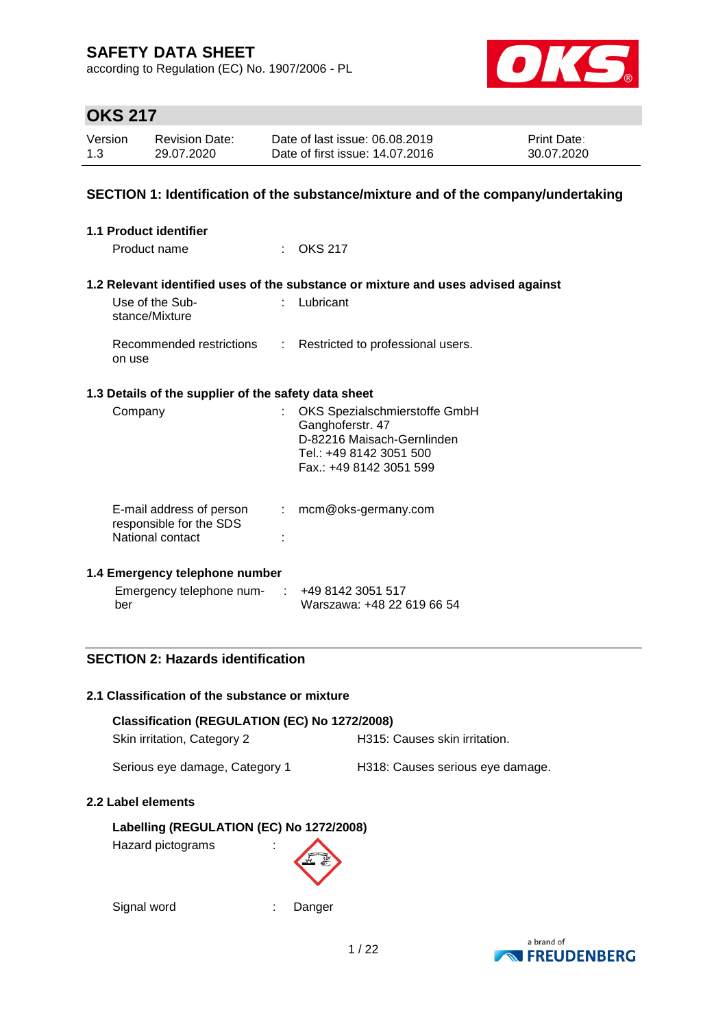# SAFETY DATA SHEET

according to Regulation (EC) No. 1907/2006 - PL

## OKS 217

| Version | Revision Date: | Date of last issue: 06.08.2019 | Print Date: |
|---|---|---|---|
| 1.3 | 29.07.2020 | Date of first issue: 14.07.2016 | 30.07.2020 |

## SECTION 1: Identification of the substance/mixture and of the company/undertaking

### 1.1 Product identifier

Product name : OKS 217

### 1.2 Relevant identified uses of the substance or mixture and uses advised against

Use of the Substance/Mixture : Lubricant

Recommended restrictions on use : Restricted to professional users.

### 1.3 Details of the supplier of the safety data sheet

Company : OKS Spezialschmierstoffe GmbH
Ganghoferstr. 47
D-82216 Maisach-Gernlinden
Tel.: +49 8142 3051 500
Fax.: +49 8142 3051 599

E-mail address of person responsible for the SDS : mcm@oks-germany.com

National contact :

### 1.4 Emergency telephone number

Emergency telephone number : +49 8142 3051 517
Warszawa: +48 22 619 66 54

## SECTION 2: Hazards identification

### 2.1 Classification of the substance or mixture

**Classification (REGULATION (EC) No 1272/2008)**

| | |
|---|---|
| Skin irritation, Category 2 | H315: Causes skin irritation. |
| Serious eye damage, Category 1 | H318: Causes serious eye damage. |

### 2.2 Label elements

**Labelling (REGULATION (EC) No 1272/2008)**

Hazard pictograms :

Signal word : Danger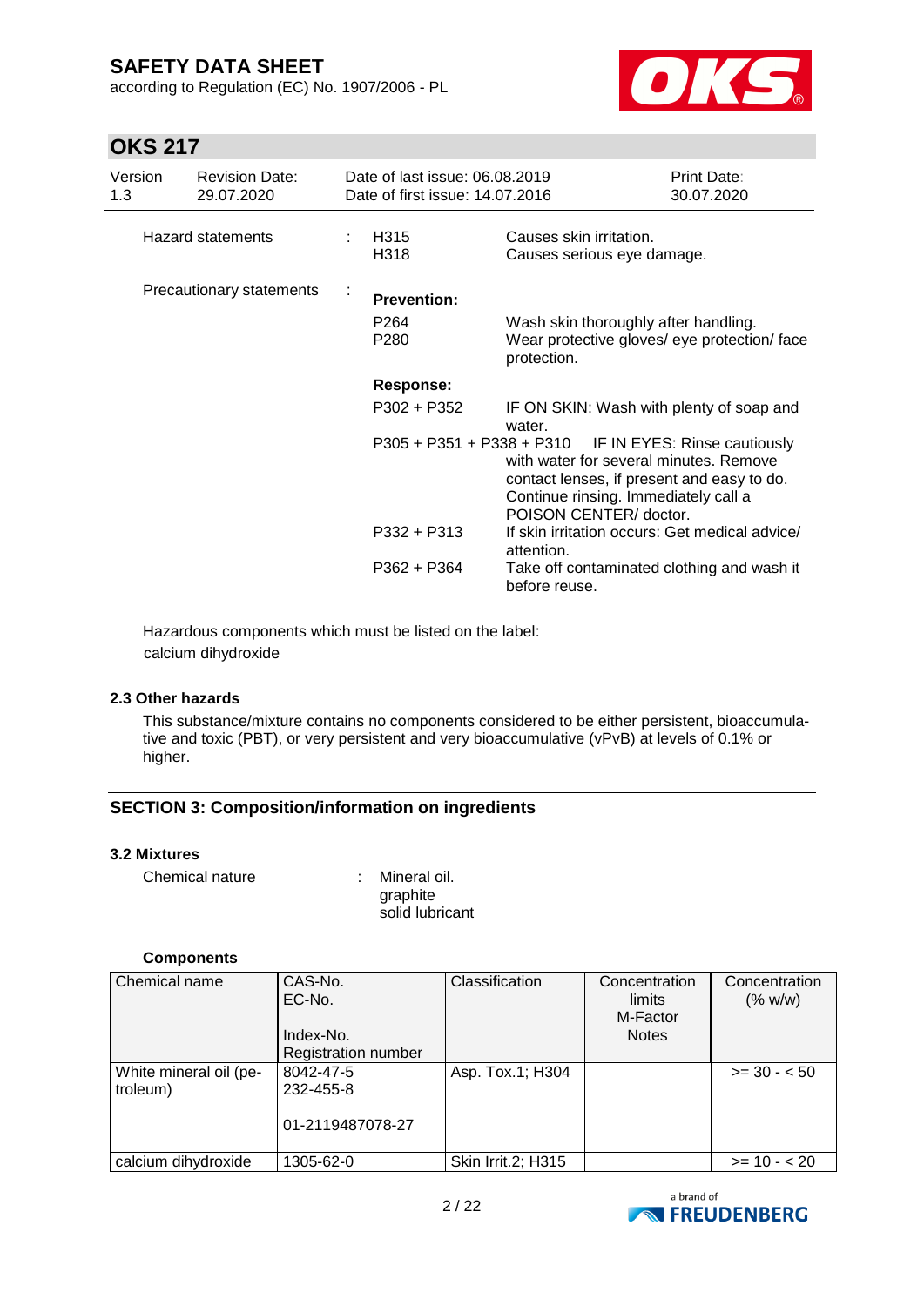Hazard statements : H315 Causes skin irritation.
H318 Causes serious eye damage.

Precautionary statements :

**Prevention:**

P264 Wash skin thoroughly after handling.
P280 Wear protective gloves/ eye protection/ face protection.

**Response:**

P302 + P352 IF ON SKIN: Wash with plenty of soap and water.
P305 + P351 + P338 + P310 IF IN EYES: Rinse cautiously with water for several minutes. Remove contact lenses, if present and easy to do. Continue rinsing. Immediately call a POISON CENTER/ doctor.
P332 + P313 If skin irritation occurs: Get medical advice/ attention.
P362 + P364 Take off contaminated clothing and wash it before reuse.

Hazardous components which must be listed on the label:
calcium dihydroxide

### 2.3 Other hazards

This substance/mixture contains no components considered to be either persistent, bioaccumulative and toxic (PBT), or very persistent and very bioaccumulative (vPvB) at levels of 0.1% or higher.

## SECTION 3: Composition/information on ingredients

### 3.2 Mixtures

Chemical nature : Mineral oil.
graphite
solid lubricant

**Components**

| Chemical name | CAS-No.<br>EC-No.<br>Index-No.<br>Registration number | Classification | Concentration limits<br>M-Factor<br>Notes | Concentration (% w/w) |
|---|---|---|---|---|
| White mineral oil (petroleum) | 8042-47-5<br>232-455-8<br>01-2119487078-27 | Asp. Tox.1; H304 | | >= 30 - < 50 |
| calcium dihydroxide | 1305-62-0 | Skin Irrit.2; H315 | | >= 10 - < 20 |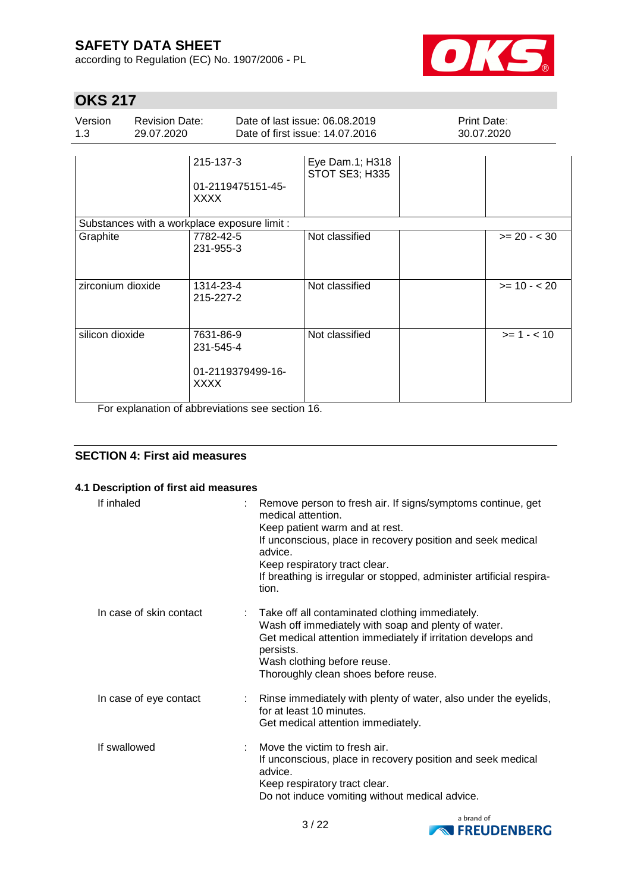| | | | | |
|---|---|---|---|---|
| | 215-137-3<br><br>01-2119475151-45-XXXX | Eye Dam.1; H318<br>STOT SE3; H335 | | |
| Substances with a workplace exposure limit : | | | | |
| Graphite | 7782-42-5<br>231-955-3 | Not classified | | >= 20 - < 30 |
| zirconium dioxide | 1314-23-4<br>215-227-2 | Not classified | | >= 10 - < 20 |
| silicon dioxide | 7631-86-9<br>231-545-4<br><br>01-2119379499-16-XXXX | Not classified | | >= 1 - < 10 |

For explanation of abbreviations see section 16.

## SECTION 4: First aid measures

### 4.1 Description of first aid measures

If inhaled : Remove person to fresh air. If signs/symptoms continue, get medical attention.
Keep patient warm and at rest.
If unconscious, place in recovery position and seek medical advice.
Keep respiratory tract clear.
If breathing is irregular or stopped, administer artificial respiration.

In case of skin contact : Take off all contaminated clothing immediately.
Wash off immediately with soap and plenty of water.
Get medical attention immediately if irritation develops and persists.
Wash clothing before reuse.
Thoroughly clean shoes before reuse.

In case of eye contact : Rinse immediately with plenty of water, also under the eyelids, for at least 10 minutes.
Get medical attention immediately.

If swallowed : Move the victim to fresh air.
If unconscious, place in recovery position and seek medical advice.
Keep respiratory tract clear.
Do not induce vomiting without medical advice.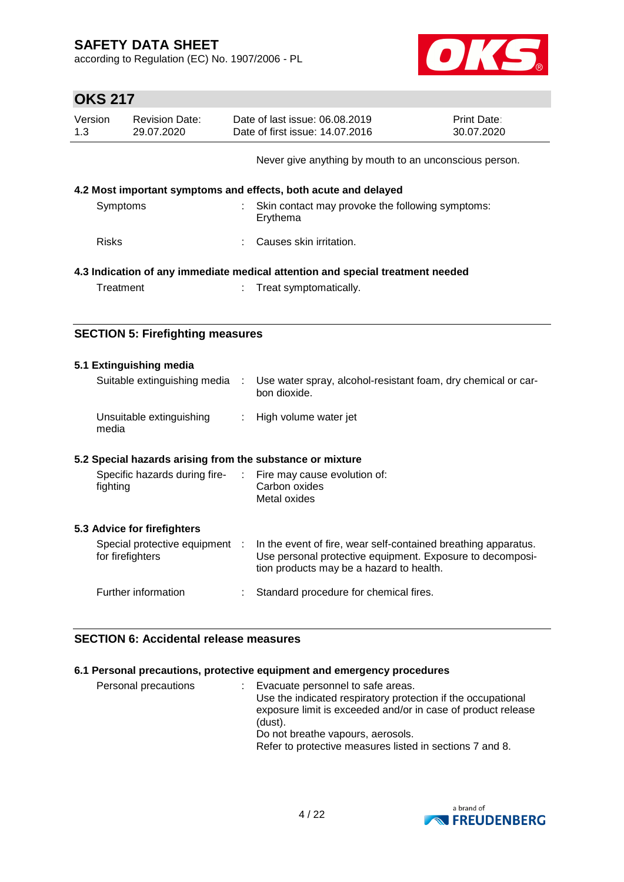Never give anything by mouth to an unconscious person.

### 4.2 Most important symptoms and effects, both acute and delayed

| | |
|---|---|
| Symptoms | : Skin contact may provoke the following symptoms: Erythema |
| Risks | : Causes skin irritation. |

### 4.3 Indication of any immediate medical attention and special treatment needed

| | |
|---|---|
| Treatment | : Treat symptomatically. |

## SECTION 5: Firefighting measures

### 5.1 Extinguishing media

| | |
|---|---|
| Suitable extinguishing media | : Use water spray, alcohol-resistant foam, dry chemical or carbon dioxide. |
| Unsuitable extinguishing media | : High volume water jet |

### 5.2 Special hazards arising from the substance or mixture

| | |
|---|---|
| Specific hazards during firefighting | : Fire may cause evolution of:<br>Carbon oxides<br>Metal oxides |

### 5.3 Advice for firefighters

| | |
|---|---|
| Special protective equipment for firefighters | : In the event of fire, wear self-contained breathing apparatus. Use personal protective equipment. Exposure to decomposition products may be a hazard to health. |
| Further information | : Standard procedure for chemical fires. |

## SECTION 6: Accidental release measures

### 6.1 Personal precautions, protective equipment and emergency procedures

| | |
|---|---|
| Personal precautions | : Evacuate personnel to safe areas.<br>Use the indicated respiratory protection if the occupational exposure limit is exceeded and/or in case of product release (dust).<br>Do not breathe vapours, aerosols.<br>Refer to protective measures listed in sections 7 and 8. |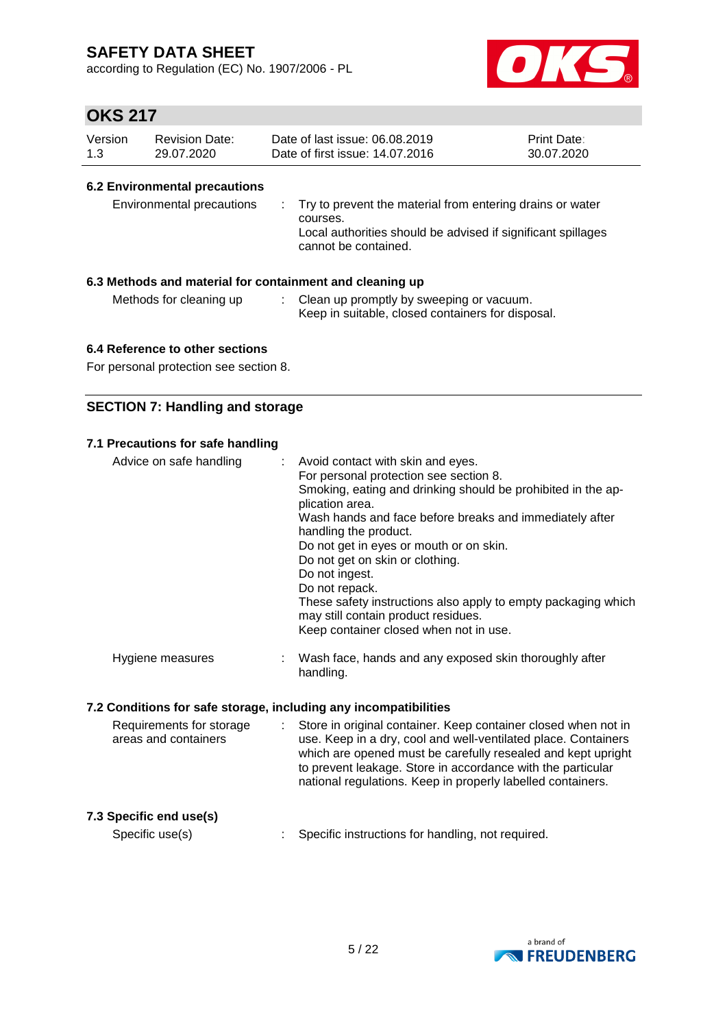### 6.2 Environmental precautions

| | |
|---|---|
| Environmental precautions | : Try to prevent the material from entering drains or water courses.<br>Local authorities should be advised if significant spillages cannot be contained. |

### 6.3 Methods and material for containment and cleaning up

| | |
|---|---|
| Methods for cleaning up | : Clean up promptly by sweeping or vacuum.<br>Keep in suitable, closed containers for disposal. |

### 6.4 Reference to other sections

For personal protection see section 8.

## SECTION 7: Handling and storage

### 7.1 Precautions for safe handling

| | |
|---|---|
| Advice on safe handling | : Avoid contact with skin and eyes.<br>For personal protection see section 8.<br>Smoking, eating and drinking should be prohibited in the application area.<br>Wash hands and face before breaks and immediately after handling the product.<br>Do not get in eyes or mouth or on skin.<br>Do not get on skin or clothing.<br>Do not ingest.<br>Do not repack.<br>These safety instructions also apply to empty packaging which may still contain product residues.<br>Keep container closed when not in use. |
| Hygiene measures | : Wash face, hands and any exposed skin thoroughly after handling. |

### 7.2 Conditions for safe storage, including any incompatibilities

| | |
|---|---|
| Requirements for storage areas and containers | : Store in original container. Keep container closed when not in use. Keep in a dry, cool and well-ventilated place. Containers which are opened must be carefully resealed and kept upright to prevent leakage. Store in accordance with the particular national regulations. Keep in properly labelled containers. |

### 7.3 Specific end use(s)

| | |
|---|---|
| Specific use(s) | : Specific instructions for handling, not required. |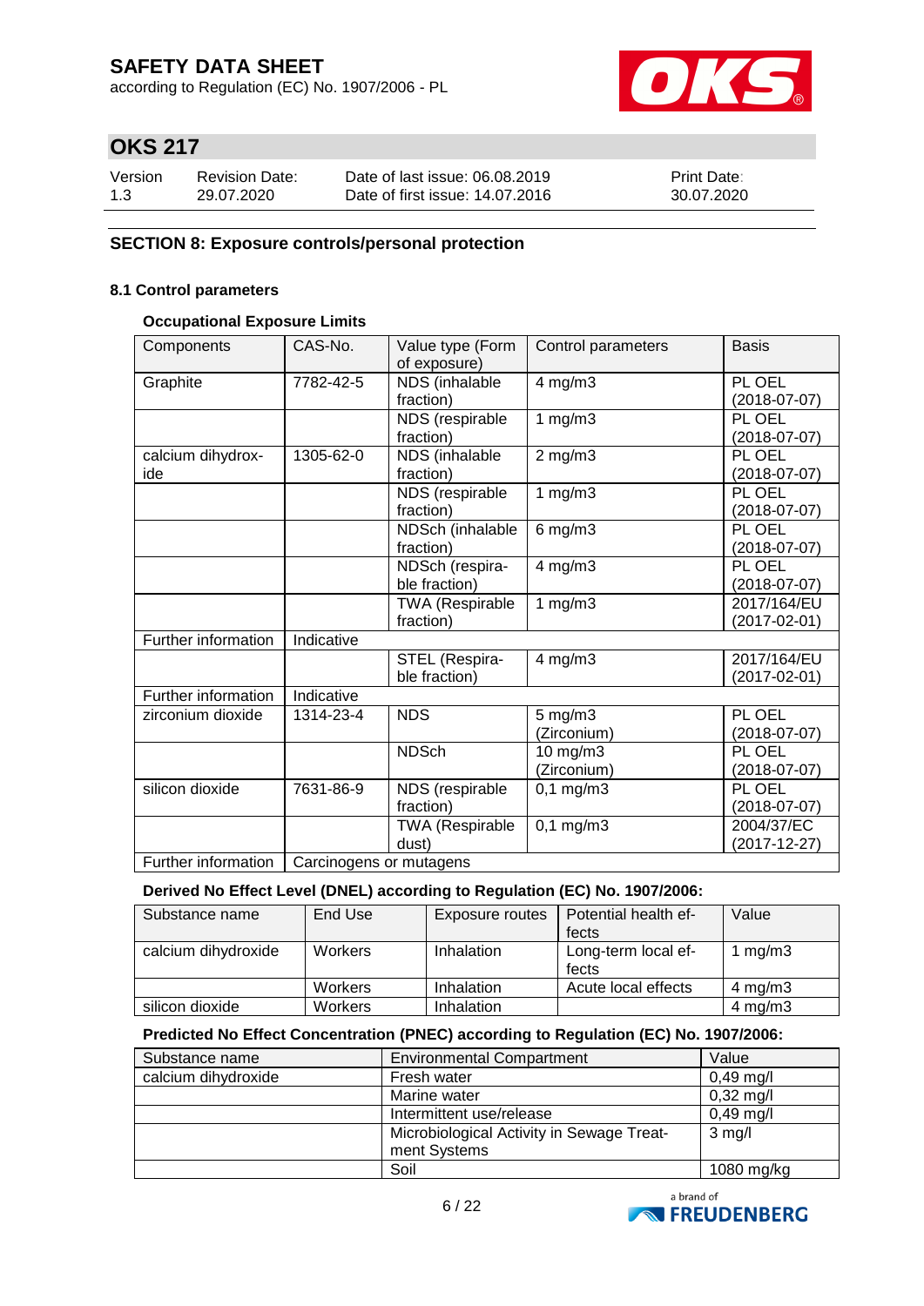# SAFETY DATA SHEET

according to Regulation (EC) No. 1907/2006 - PL

## OKS 217

| Version | Revision Date: | Date of last issue: 06.08.2019 | Print Date: |
|---|---|---|---|
| 1.3 | 29.07.2020 | Date of first issue: 14.07.2016 | 30.07.2020 |

### SECTION 8: Exposure controls/personal protection

#### 8.1 Control parameters

**Occupational Exposure Limits**

| Components | CAS-No. | Value type (Form of exposure) | Control parameters | Basis |
|---|---|---|---|---|
| Graphite | 7782-42-5 | NDS (inhalable fraction) | 4 mg/m3 | PL OEL (2018-07-07) |
| | | NDS (respirable fraction) | 1 mg/m3 | PL OEL (2018-07-07) |
| calcium dihydroxide | 1305-62-0 | NDS (inhalable fraction) | 2 mg/m3 | PL OEL (2018-07-07) |
| | | NDS (respirable fraction) | 1 mg/m3 | PL OEL (2018-07-07) |
| | | NDSch (inhalable fraction) | 6 mg/m3 | PL OEL (2018-07-07) |
| | | NDSch (respirable fraction) | 4 mg/m3 | PL OEL (2018-07-07) |
| | | TWA (Respirable fraction) | 1 mg/m3 | 2017/164/EU (2017-02-01) |
| Further information | Indicative | | | |
| | | STEL (Respirable fraction) | 4 mg/m3 | 2017/164/EU (2017-02-01) |
| Further information | Indicative | | | |
| zirconium dioxide | 1314-23-4 | NDS | 5 mg/m3 (Zirconium) | PL OEL (2018-07-07) |
| | | NDSch | 10 mg/m3 (Zirconium) | PL OEL (2018-07-07) |
| silicon dioxide | 7631-86-9 | NDS (respirable fraction) | 0,1 mg/m3 | PL OEL (2018-07-07) |
| | | TWA (Respirable dust) | 0,1 mg/m3 | 2004/37/EC (2017-12-27) |
| Further information | Carcinogens or mutagens | | | |

**Derived No Effect Level (DNEL) according to Regulation (EC) No. 1907/2006:**

| Substance name | End Use | Exposure routes | Potential health effects | Value |
|---|---|---|---|---|
| calcium dihydroxide | Workers | Inhalation | Long-term local effects | 1 mg/m3 |
| | Workers | Inhalation | Acute local effects | 4 mg/m3 |
| silicon dioxide | Workers | Inhalation | | 4 mg/m3 |

**Predicted No Effect Concentration (PNEC) according to Regulation (EC) No. 1907/2006:**

| Substance name | Environmental Compartment | Value |
|---|---|---|
| calcium dihydroxide | Fresh water | 0,49 mg/l |
| | Marine water | 0,32 mg/l |
| | Intermittent use/release | 0,49 mg/l |
| | Microbiological Activity in Sewage Treatment Systems | 3 mg/l |
| | Soil | 1080 mg/kg |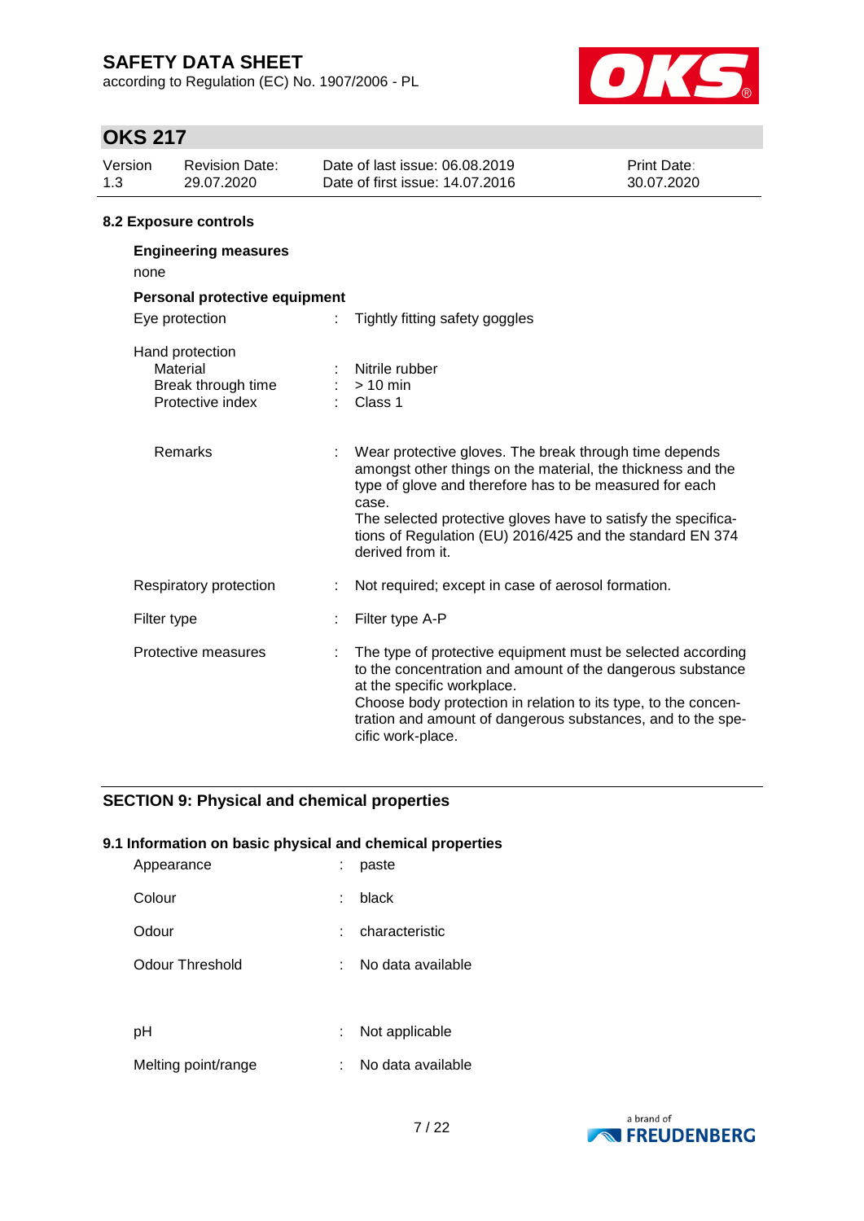### 8.2 Exposure controls

**Engineering measures**

none

**Personal protective equipment**

| | | |
|---|---|---|
| Eye protection | : | Tightly fitting safety goggles |
| Hand protection | | |
| Material | : | Nitrile rubber |
| Break through time | : | > 10 min |
| Protective index | : | Class 1 |
| Remarks | : | Wear protective gloves. The break through time depends amongst other things on the material, the thickness and the type of glove and therefore has to be measured for each case.<br>The selected protective gloves have to satisfy the specifications of Regulation (EU) 2016/425 and the standard EN 374 derived from it. |
| Respiratory protection | : | Not required; except in case of aerosol formation. |
| Filter type | : | Filter type A-P |
| Protective measures | : | The type of protective equipment must be selected according to the concentration and amount of the dangerous substance at the specific workplace.<br>Choose body protection in relation to its type, to the concentration and amount of dangerous substances, and to the specific work-place. |

## SECTION 9: Physical and chemical properties

### 9.1 Information on basic physical and chemical properties

| | | |
|---|---|---|
| Appearance | : | paste |
| Colour | : | black |
| Odour | : | characteristic |
| Odour Threshold | : | No data available |
| pH | : | Not applicable |
| Melting point/range | : | No data available |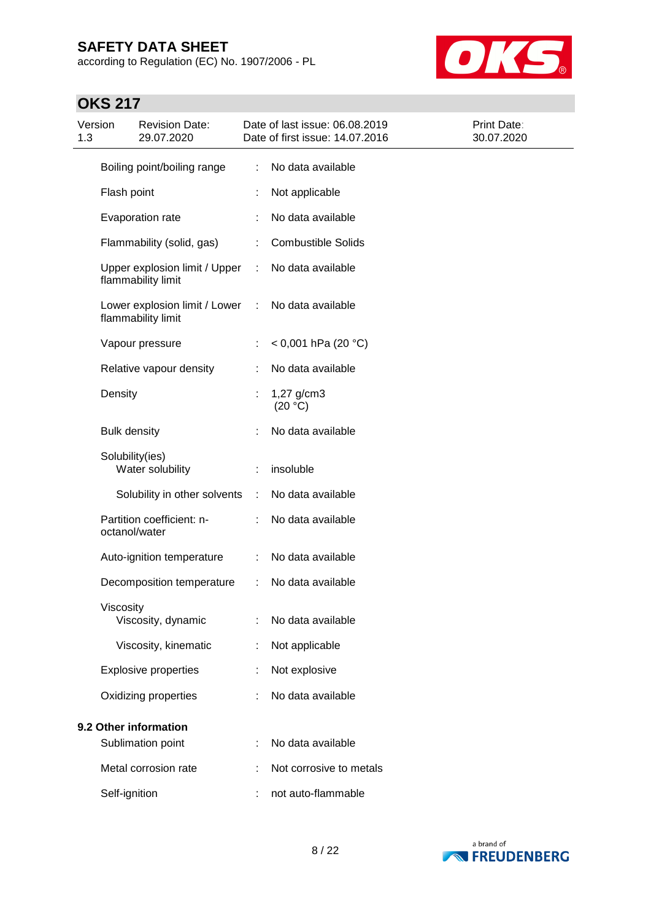| | | |
|---|---|---|
| Boiling point/boiling range | : | No data available |
| Flash point | : | Not applicable |
| Evaporation rate | : | No data available |
| Flammability (solid, gas) | : | Combustible Solids |
| Upper explosion limit / Upper flammability limit | : | No data available |
| Lower explosion limit / Lower flammability limit | : | No data available |
| Vapour pressure | : | < 0,001 hPa (20 °C) |
| Relative vapour density | : | No data available |
| Density | : | 1,27 g/cm3 (20 °C) |
| Bulk density | : | No data available |
| Solubility(ies) | | |
| Water solubility | : | insoluble |
| Solubility in other solvents | : | No data available |
| Partition coefficient: n-octanol/water | : | No data available |
| Auto-ignition temperature | : | No data available |
| Decomposition temperature | : | No data available |
| Viscosity | | |
| Viscosity, dynamic | : | No data available |
| Viscosity, kinematic | : | Not applicable |
| Explosive properties | : | Not explosive |
| Oxidizing properties | : | No data available |

**9.2 Other information**

| | | |
|---|---|---|
| Sublimation point | : | No data available |
| Metal corrosion rate | : | Not corrosive to metals |
| Self-ignition | : | not auto-flammable |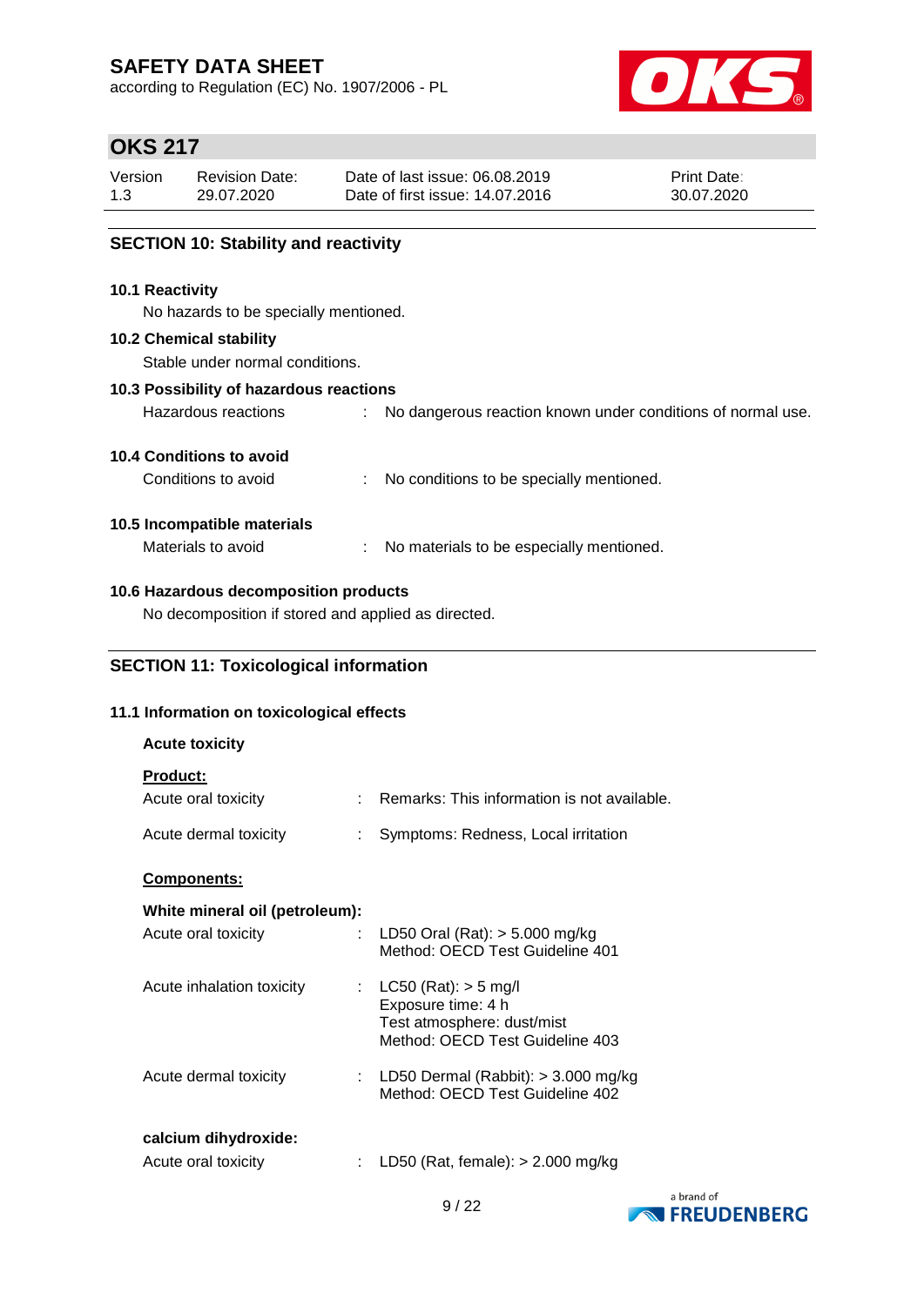## SECTION 10: Stability and reactivity

### 10.1 Reactivity

No hazards to be specially mentioned.

### 10.2 Chemical stability

Stable under normal conditions.

### 10.3 Possibility of hazardous reactions

Hazardous reactions : No dangerous reaction known under conditions of normal use.

### 10.4 Conditions to avoid

Conditions to avoid : No conditions to be specially mentioned.

### 10.5 Incompatible materials

Materials to avoid : No materials to be especially mentioned.

### 10.6 Hazardous decomposition products

No decomposition if stored and applied as directed.

## SECTION 11: Toxicological information

### 11.1 Information on toxicological effects

**Acute toxicity**

**Product:**

Acute oral toxicity : Remarks: This information is not available.

Acute dermal toxicity : Symptoms: Redness, Local irritation

**Components:**

**White mineral oil (petroleum):**

Acute oral toxicity : LD50 Oral (Rat): > 5.000 mg/kg
Method: OECD Test Guideline 401

Acute inhalation toxicity : LC50 (Rat): > 5 mg/l
Exposure time: 4 h
Test atmosphere: dust/mist
Method: OECD Test Guideline 403

Acute dermal toxicity : LD50 Dermal (Rabbit): > 3.000 mg/kg
Method: OECD Test Guideline 402

**calcium dihydroxide:**

Acute oral toxicity : LD50 (Rat, female): > 2.000 mg/kg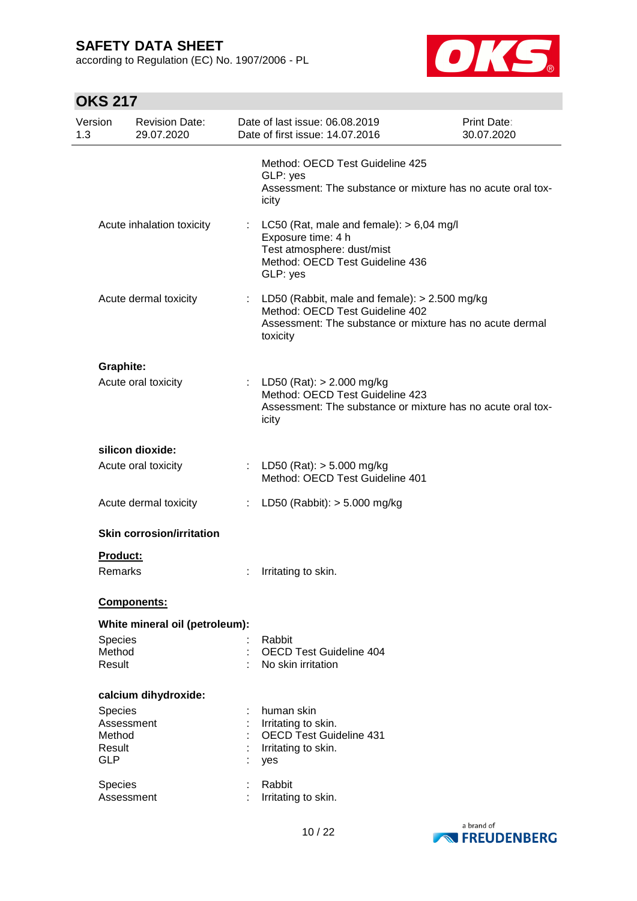Method: OECD Test Guideline 425
GLP: yes
Assessment: The substance or mixture has no acute oral toxicity

| | | |
|---|---|---|
| Acute inhalation toxicity | : | LC50 (Rat, male and female): > 6,04 mg/l<br>Exposure time: 4 h<br>Test atmosphere: dust/mist<br>Method: OECD Test Guideline 436<br>GLP: yes |
| Acute dermal toxicity | : | LD50 (Rabbit, male and female): > 2.500 mg/kg<br>Method: OECD Test Guideline 402<br>Assessment: The substance or mixture has no acute dermal toxicity |

**Graphite:**

| | | |
|---|---|---|
| Acute oral toxicity | : | LD50 (Rat): > 2.000 mg/kg<br>Method: OECD Test Guideline 423<br>Assessment: The substance or mixture has no acute oral toxicity |

**silicon dioxide:**

| | | |
|---|---|---|
| Acute oral toxicity | : | LD50 (Rat): > 5.000 mg/kg<br>Method: OECD Test Guideline 401 |
| Acute dermal toxicity | : | LD50 (Rabbit): > 5.000 mg/kg |

**Skin corrosion/irritation**

**Product:**

| | | |
|---|---|---|
| Remarks | : | Irritating to skin. |

**Components:**

**White mineral oil (petroleum):**

| | | |
|---|---|---|
| Species | : | Rabbit |
| Method | : | OECD Test Guideline 404 |
| Result | : | No skin irritation |

**calcium dihydroxide:**

| | | |
|---|---|---|
| Species | : | human skin |
| Assessment | : | Irritating to skin. |
| Method | : | OECD Test Guideline 431 |
| Result | : | Irritating to skin. |
| GLP | : | yes |

| | | |
|---|---|---|
| Species | : | Rabbit |
| Assessment | : | Irritating to skin. |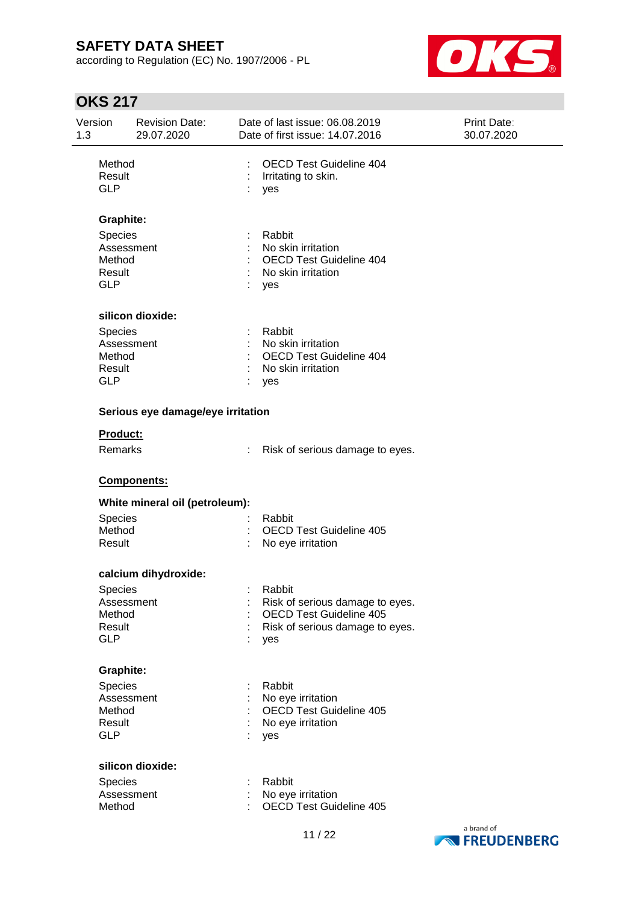| | | |
|---|---|---|
| Method | : | OECD Test Guideline 404 |
| Result | : | Irritating to skin. |
| GLP | : | yes |

**Graphite:**

| | | |
|---|---|---|
| Species | : | Rabbit |
| Assessment | : | No skin irritation |
| Method | : | OECD Test Guideline 404 |
| Result | : | No skin irritation |
| GLP | : | yes |

**silicon dioxide:**

| | | |
|---|---|---|
| Species | : | Rabbit |
| Assessment | : | No skin irritation |
| Method | : | OECD Test Guideline 404 |
| Result | : | No skin irritation |
| GLP | : | yes |

**Serious eye damage/eye irritation**

**Product:**

| | | |
|---|---|---|
| Remarks | : | Risk of serious damage to eyes. |

**Components:**

**White mineral oil (petroleum):**

| | | |
|---|---|---|
| Species | : | Rabbit |
| Method | : | OECD Test Guideline 405 |
| Result | : | No eye irritation |

**calcium dihydroxide:**

| | | |
|---|---|---|
| Species | : | Rabbit |
| Assessment | : | Risk of serious damage to eyes. |
| Method | : | OECD Test Guideline 405 |
| Result | : | Risk of serious damage to eyes. |
| GLP | : | yes |

**Graphite:**

| | | |
|---|---|---|
| Species | : | Rabbit |
| Assessment | : | No eye irritation |
| Method | : | OECD Test Guideline 405 |
| Result | : | No eye irritation |
| GLP | : | yes |

**silicon dioxide:**

| | | |
|---|---|---|
| Species | : | Rabbit |
| Assessment | : | No eye irritation |
| Method | : | OECD Test Guideline 405 |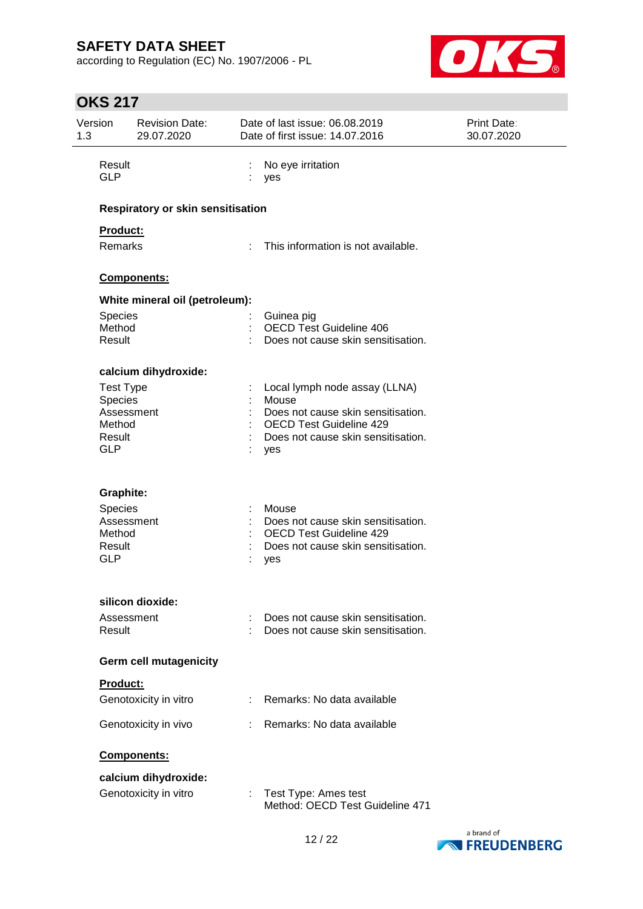| | | |
|---|---|---|
| Result | : | No eye irritation |
| GLP | : | yes |

**Respiratory or skin sensitisation**

**Product:**

| | | |
|---|---|---|
| Remarks | : | This information is not available. |

**Components:**

**White mineral oil (petroleum):**

| | | |
|---|---|---|
| Species | : | Guinea pig |
| Method | : | OECD Test Guideline 406 |
| Result | : | Does not cause skin sensitisation. |

**calcium dihydroxide:**

| | | |
|---|---|---|
| Test Type | : | Local lymph node assay (LLNA) |
| Species | : | Mouse |
| Assessment | : | Does not cause skin sensitisation. |
| Method | : | OECD Test Guideline 429 |
| Result | : | Does not cause skin sensitisation. |
| GLP | : | yes |

**Graphite:**

| | | |
|---|---|---|
| Species | : | Mouse |
| Assessment | : | Does not cause skin sensitisation. |
| Method | : | OECD Test Guideline 429 |
| Result | : | Does not cause skin sensitisation. |
| GLP | : | yes |

**silicon dioxide:**

| | | |
|---|---|---|
| Assessment | : | Does not cause skin sensitisation. |
| Result | : | Does not cause skin sensitisation. |

**Germ cell mutagenicity**

**Product:**

| | | |
|---|---|---|
| Genotoxicity in vitro | : | Remarks: No data available |
| Genotoxicity in vivo | : | Remarks: No data available |

**Components:**

**calcium dihydroxide:**

| | | |
|---|---|---|
| Genotoxicity in vitro | : | Test Type: Ames test<br>Method: OECD Test Guideline 471 |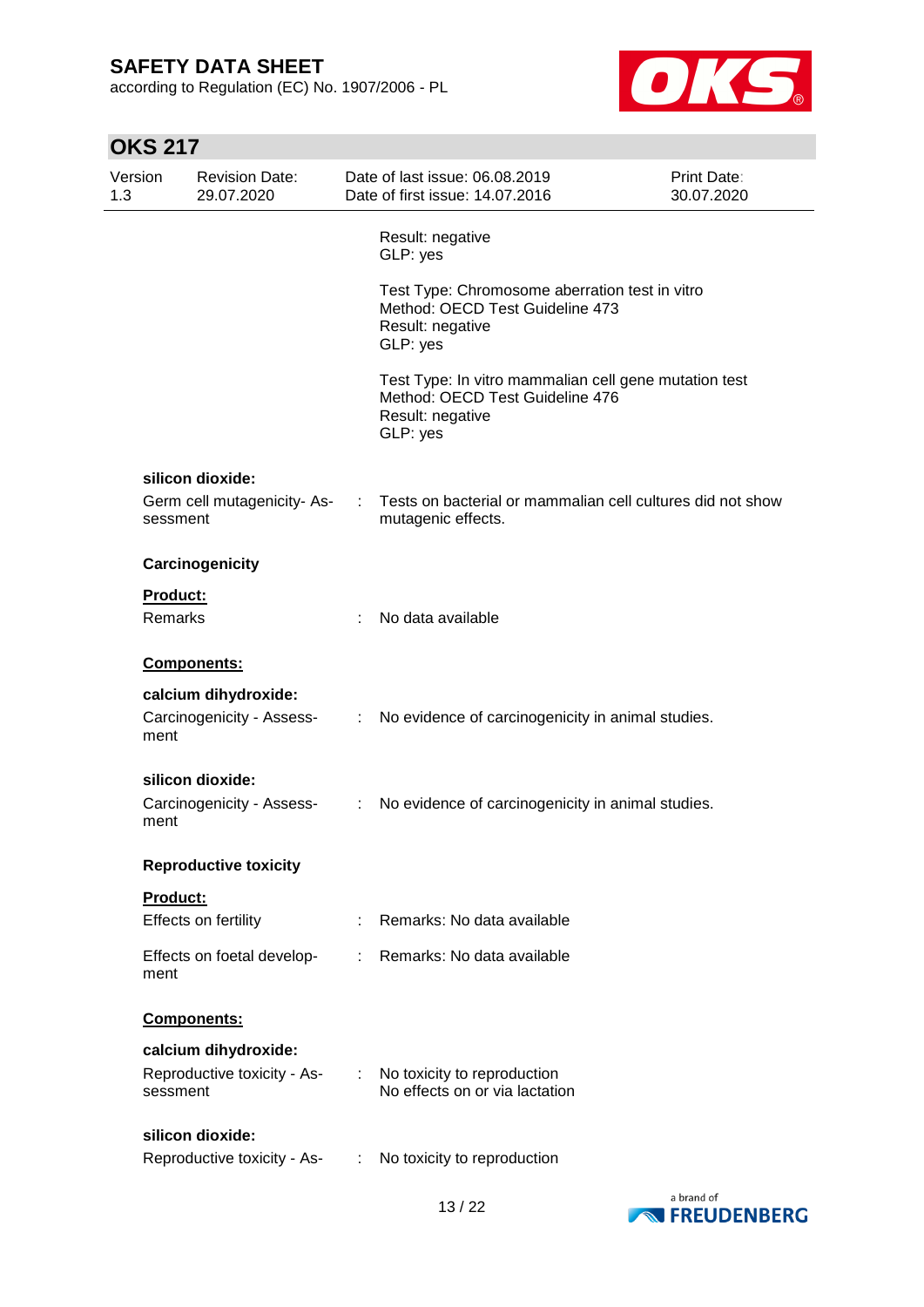Result: negative
GLP: yes

Test Type: Chromosome aberration test in vitro
Method: OECD Test Guideline 473
Result: negative
GLP: yes

Test Type: In vitro mammalian cell gene mutation test
Method: OECD Test Guideline 476
Result: negative
GLP: yes

**silicon dioxide:**

Germ cell mutagenicity- Assessment : Tests on bacterial or mammalian cell cultures did not show mutagenic effects.

**Carcinogenicity**

**Product:**

Remarks : No data available

**Components:**

**calcium dihydroxide:**

Carcinogenicity - Assessment : No evidence of carcinogenicity in animal studies.

**silicon dioxide:**

Carcinogenicity - Assessment : No evidence of carcinogenicity in animal studies.

**Reproductive toxicity**

**Product:**

Effects on fertility : Remarks: No data available

Effects on foetal development : Remarks: No data available

**Components:**

**calcium dihydroxide:**

Reproductive toxicity - Assessment : No toxicity to reproduction
No effects on or via lactation

**silicon dioxide:**

Reproductive toxicity - As- : No toxicity to reproduction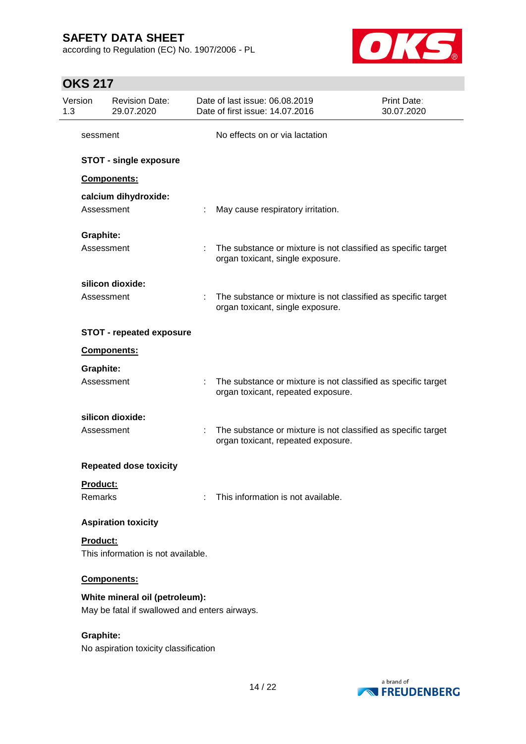sessment : No effects on or via lactation

**STOT - single exposure**

**Components:**

**calcium dihydroxide:**

Assessment : May cause respiratory irritation.

**Graphite:**

Assessment : The substance or mixture is not classified as specific target organ toxicant, single exposure.

**silicon dioxide:**

Assessment : The substance or mixture is not classified as specific target organ toxicant, single exposure.

**STOT - repeated exposure**

**Components:**

**Graphite:**

Assessment : The substance or mixture is not classified as specific target organ toxicant, repeated exposure.

**silicon dioxide:**

Assessment : The substance or mixture is not classified as specific target organ toxicant, repeated exposure.

**Repeated dose toxicity**

**Product:**

Remarks : This information is not available.

**Aspiration toxicity**

**Product:**

This information is not available.

**Components:**

**White mineral oil (petroleum):**

May be fatal if swallowed and enters airways.

**Graphite:**

No aspiration toxicity classification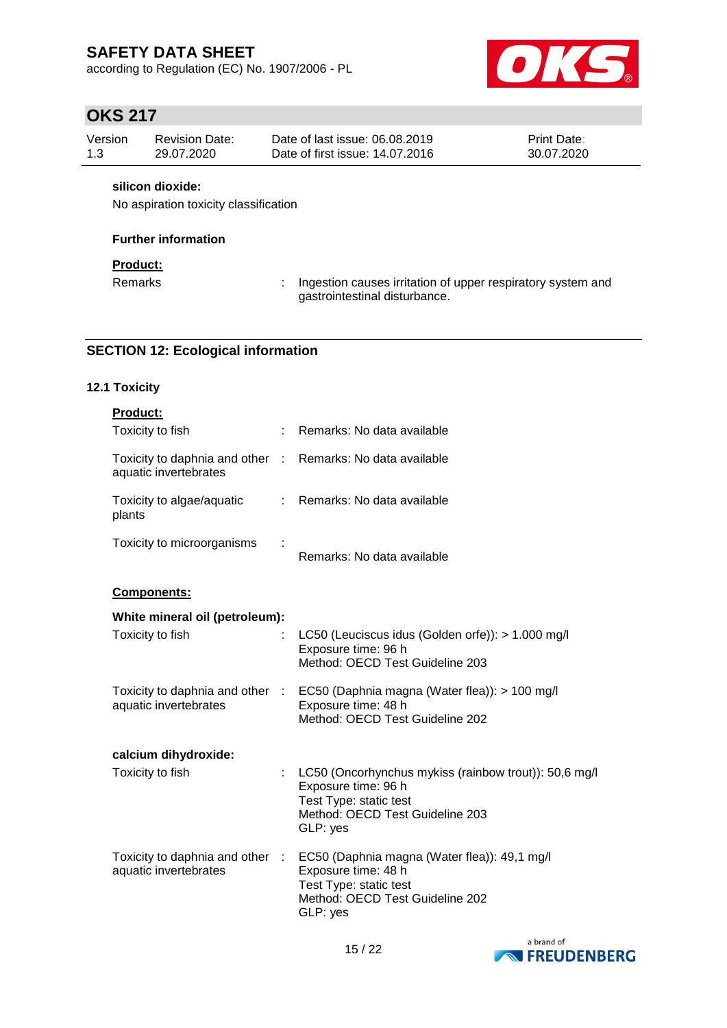**silicon dioxide:**

No aspiration toxicity classification

**Further information**

**Product:**

| | | |
|---|---|---|
| Remarks | : | Ingestion causes irritation of upper respiratory system and gastrointestinal disturbance. |

## SECTION 12: Ecological information

### 12.1 Toxicity

**Product:**

| | | |
|---|---|---|
| Toxicity to fish | : | Remarks: No data available |
| Toxicity to daphnia and other aquatic invertebrates | : | Remarks: No data available |
| Toxicity to algae/aquatic plants | : | Remarks: No data available |
| Toxicity to microorganisms | : | Remarks: No data available |

**Components:**

**White mineral oil (petroleum):**

| | | |
|---|---|---|
| Toxicity to fish | : | LC50 (Leuciscus idus (Golden orfe)): > 1.000 mg/l<br>Exposure time: 96 h<br>Method: OECD Test Guideline 203 |
| Toxicity to daphnia and other aquatic invertebrates | : | EC50 (Daphnia magna (Water flea)): > 100 mg/l<br>Exposure time: 48 h<br>Method: OECD Test Guideline 202 |

**calcium dihydroxide:**

| | | |
|---|---|---|
| Toxicity to fish | : | LC50 (Oncorhynchus mykiss (rainbow trout)): 50,6 mg/l<br>Exposure time: 96 h<br>Test Type: static test<br>Method: OECD Test Guideline 203<br>GLP: yes |
| Toxicity to daphnia and other aquatic invertebrates | : | EC50 (Daphnia magna (Water flea)): 49,1 mg/l<br>Exposure time: 48 h<br>Test Type: static test<br>Method: OECD Test Guideline 202<br>GLP: yes |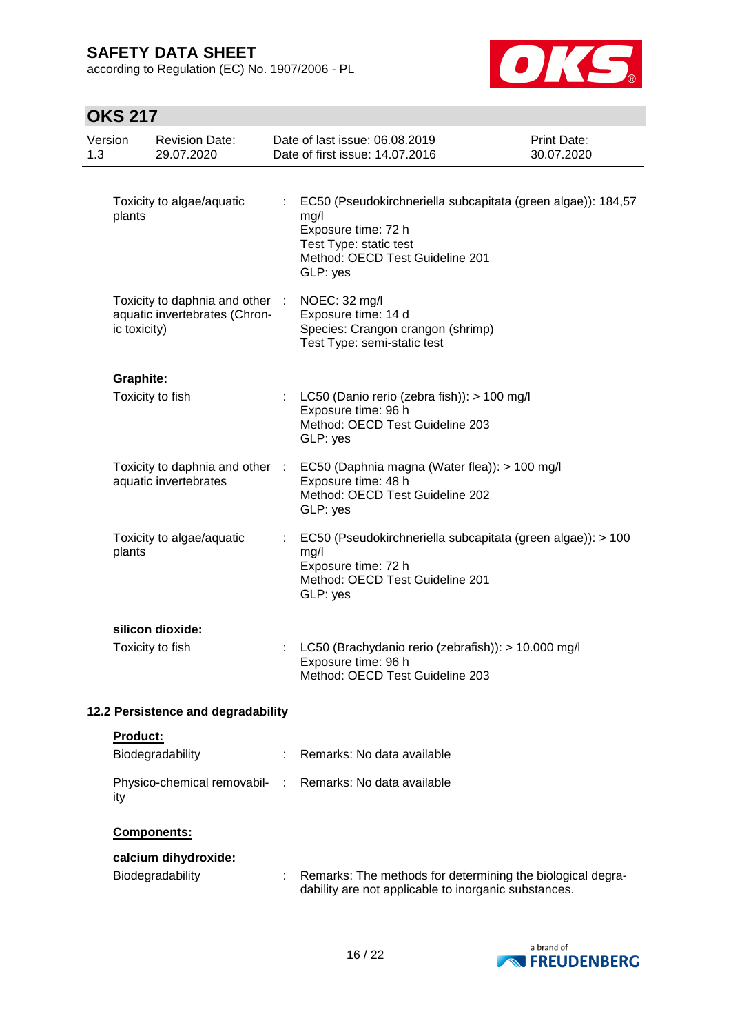| | | |
|---|---|---|
| Toxicity to algae/aquatic plants | : | EC50 (Pseudokirchneriella subcapitata (green algae)): 184,57 mg/l<br>Exposure time: 72 h<br>Test Type: static test<br>Method: OECD Test Guideline 201<br>GLP: yes |
| Toxicity to daphnia and other aquatic invertebrates (Chronic toxicity) | : | NOEC: 32 mg/l<br>Exposure time: 14 d<br>Species: Crangon crangon (shrimp)<br>Test Type: semi-static test |

**Graphite:**

| | | |
|---|---|---|
| Toxicity to fish | : | LC50 (Danio rerio (zebra fish)): > 100 mg/l<br>Exposure time: 96 h<br>Method: OECD Test Guideline 203<br>GLP: yes |
| Toxicity to daphnia and other aquatic invertebrates | : | EC50 (Daphnia magna (Water flea)): > 100 mg/l<br>Exposure time: 48 h<br>Method: OECD Test Guideline 202<br>GLP: yes |
| Toxicity to algae/aquatic plants | : | EC50 (Pseudokirchneriella subcapitata (green algae)): > 100 mg/l<br>Exposure time: 72 h<br>Method: OECD Test Guideline 201<br>GLP: yes |

**silicon dioxide:**

| | | |
|---|---|---|
| Toxicity to fish | : | LC50 (Brachydanio rerio (zebrafish)): > 10.000 mg/l<br>Exposure time: 96 h<br>Method: OECD Test Guideline 203 |

### 12.2 Persistence and degradability

**Product:**

| | | |
|---|---|---|
| Biodegradability | : | Remarks: No data available |
| Physico-chemical removability | : | Remarks: No data available |

**Components:**

**calcium dihydroxide:**

| | | |
|---|---|---|
| Biodegradability | : | Remarks: The methods for determining the biological degradability are not applicable to inorganic substances. |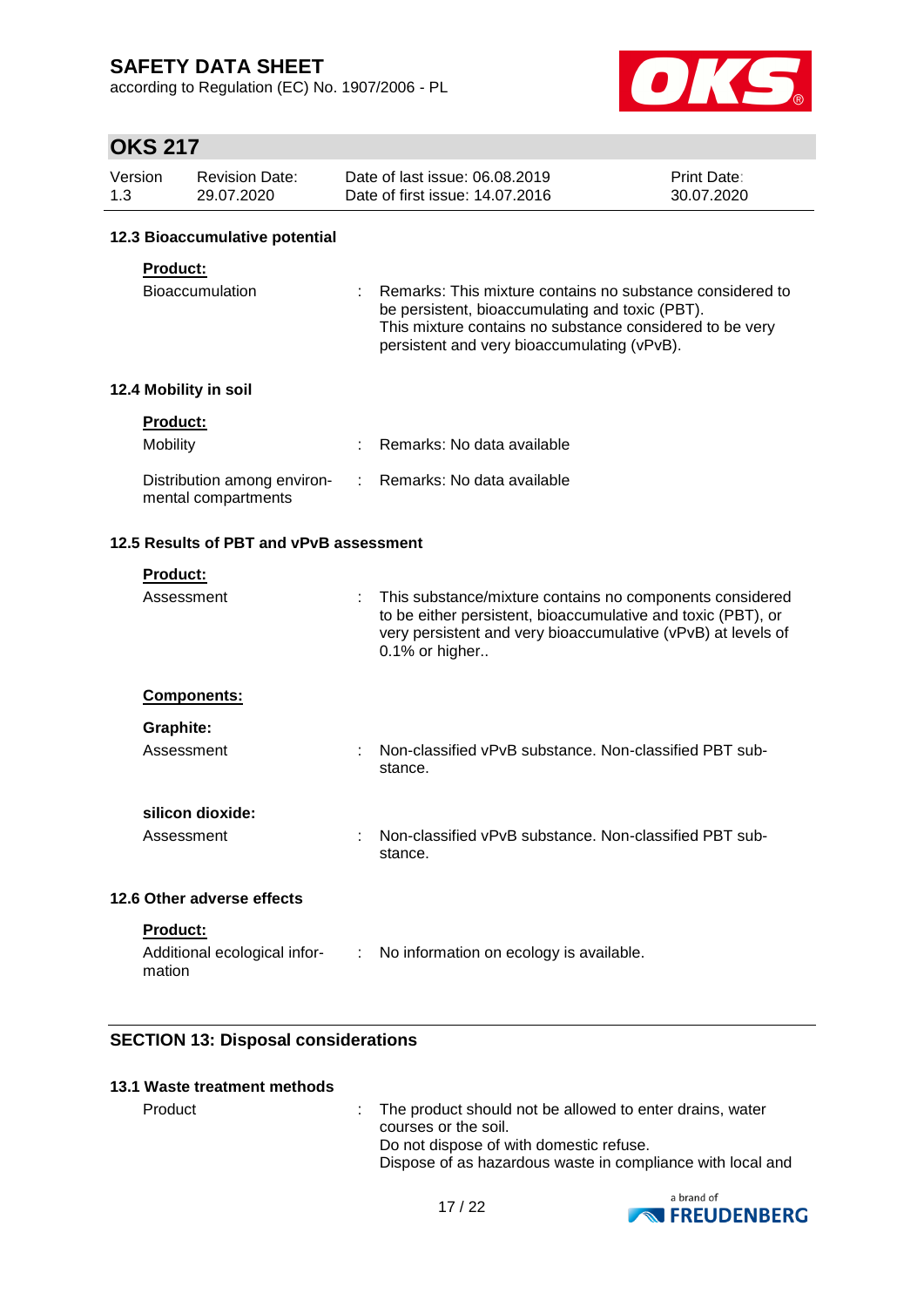### 12.3 Bioaccumulative potential

**Product:**

Bioaccumulation : Remarks: This mixture contains no substance considered to be persistent, bioaccumulating and toxic (PBT).
This mixture contains no substance considered to be very persistent and very bioaccumulating (vPvB).

### 12.4 Mobility in soil

**Product:**

Mobility : Remarks: No data available

Distribution among environmental compartments : Remarks: No data available

### 12.5 Results of PBT and vPvB assessment

**Product:**

Assessment : This substance/mixture contains no components considered to be either persistent, bioaccumulative and toxic (PBT), or very persistent and very bioaccumulative (vPvB) at levels of 0.1% or higher..

**Components:**

**Graphite:**

Assessment : Non-classified vPvB substance. Non-classified PBT substance.

**silicon dioxide:**

Assessment : Non-classified vPvB substance. Non-classified PBT substance.

### 12.6 Other adverse effects

**Product:**

Additional ecological information : No information on ecology is available.

## SECTION 13: Disposal considerations

### 13.1 Waste treatment methods

Product : The product should not be allowed to enter drains, water courses or the soil.
Do not dispose of with domestic refuse.
Dispose of as hazardous waste in compliance with local and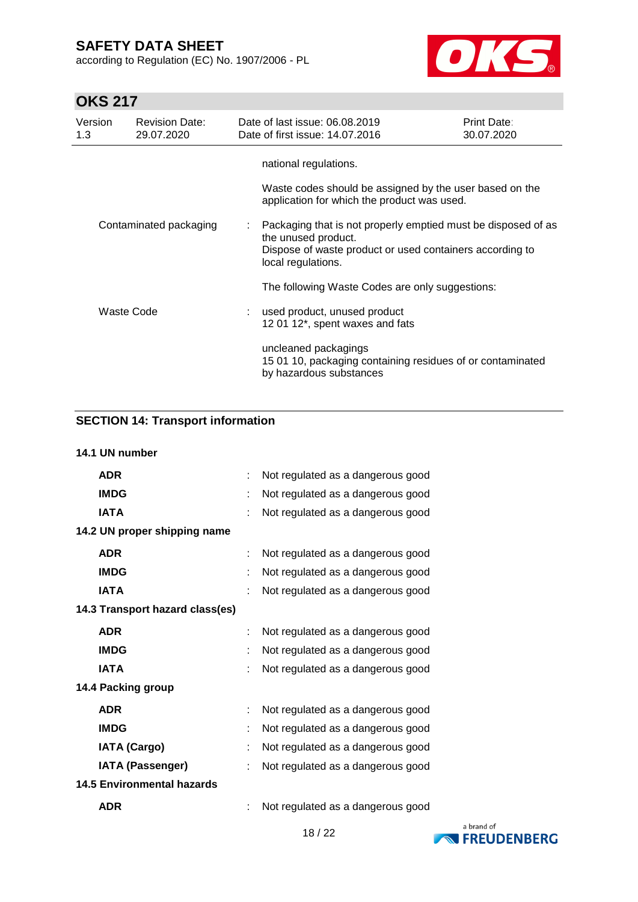national regulations.

Waste codes should be assigned by the user based on the application for which the product was used.

| | | |
|---|---|---|
| Contaminated packaging | : | Packaging that is not properly emptied must be disposed of as the unused product.<br>Dispose of waste product or used containers according to local regulations.<br><br>The following Waste Codes are only suggestions: |
| Waste Code | : | used product, unused product<br>12 01 12*, spent waxes and fats<br><br>uncleaned packagings<br>15 01 10, packaging containing residues of or contaminated by hazardous substances |

## SECTION 14: Transport information

**14.1 UN number**

| | | |
|---|---|---|
| **ADR** | : | Not regulated as a dangerous good |
| **IMDG** | : | Not regulated as a dangerous good |
| **IATA** | : | Not regulated as a dangerous good |

**14.2 UN proper shipping name**

| | | |
|---|---|---|
| **ADR** | : | Not regulated as a dangerous good |
| **IMDG** | : | Not regulated as a dangerous good |
| **IATA** | : | Not regulated as a dangerous good |

**14.3 Transport hazard class(es)**

| | | |
|---|---|---|
| **ADR** | : | Not regulated as a dangerous good |
| **IMDG** | : | Not regulated as a dangerous good |
| **IATA** | : | Not regulated as a dangerous good |

**14.4 Packing group**

| | | |
|---|---|---|
| **ADR** | : | Not regulated as a dangerous good |
| **IMDG** | : | Not regulated as a dangerous good |
| **IATA (Cargo)** | : | Not regulated as a dangerous good |
| **IATA (Passenger)** | : | Not regulated as a dangerous good |

**14.5 Environmental hazards**

| | | |
|---|---|---|
| **ADR** | : | Not regulated as a dangerous good |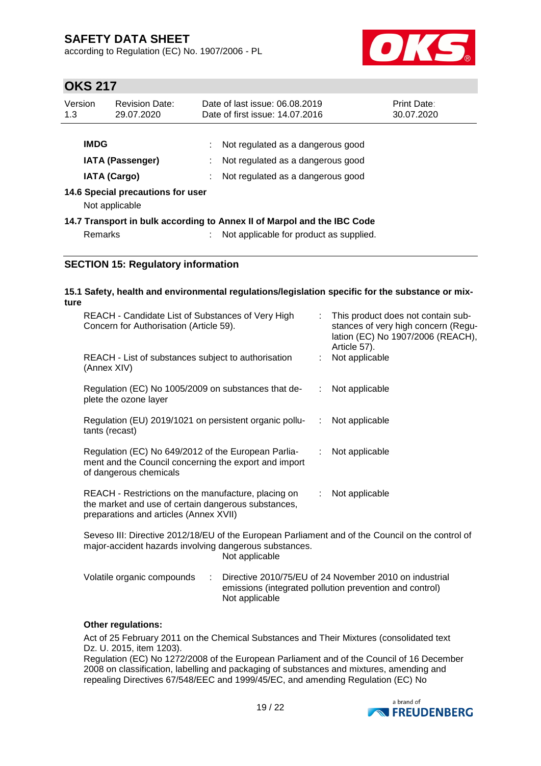| | | |
|---|---|---|
| **IMDG** | : | Not regulated as a dangerous good |
| **IATA (Passenger)** | : | Not regulated as a dangerous good |
| **IATA (Cargo)** | : | Not regulated as a dangerous good |

**14.6 Special precautions for user**

Not applicable

**14.7 Transport in bulk according to Annex II of Marpol and the IBC Code**

Remarks : Not applicable for product as supplied.

## SECTION 15: Regulatory information

**15.1 Safety, health and environmental regulations/legislation specific for the substance or mixture**

| | | |
|---|---|---|
| REACH - Candidate List of Substances of Very High Concern for Authorisation (Article 59). | : | This product does not contain substances of very high concern (Regulation (EC) No 1907/2006 (REACH), Article 57). |
| REACH - List of substances subject to authorisation (Annex XIV) | : | Not applicable |
| Regulation (EC) No 1005/2009 on substances that deplete the ozone layer | : | Not applicable |
| Regulation (EU) 2019/1021 on persistent organic pollutants (recast) | : | Not applicable |
| Regulation (EC) No 649/2012 of the European Parliament and the Council concerning the export and import of dangerous chemicals | : | Not applicable |
| REACH - Restrictions on the manufacture, placing on the market and use of certain dangerous substances, preparations and articles (Annex XVII) | : | Not applicable |

Seveso III: Directive 2012/18/EU of the European Parliament and of the Council on the control of major-accident hazards involving dangerous substances.
Not applicable

Volatile organic compounds : Directive 2010/75/EU of 24 November 2010 on industrial emissions (integrated pollution prevention and control)
Not applicable

**Other regulations:**

Act of 25 February 2011 on the Chemical Substances and Their Mixtures (consolidated text Dz. U. 2015, item 1203).
Regulation (EC) No 1272/2008 of the European Parliament and of the Council of 16 December 2008 on classification, labelling and packaging of substances and mixtures, amending and repealing Directives 67/548/EEC and 1999/45/EC, and amending Regulation (EC) No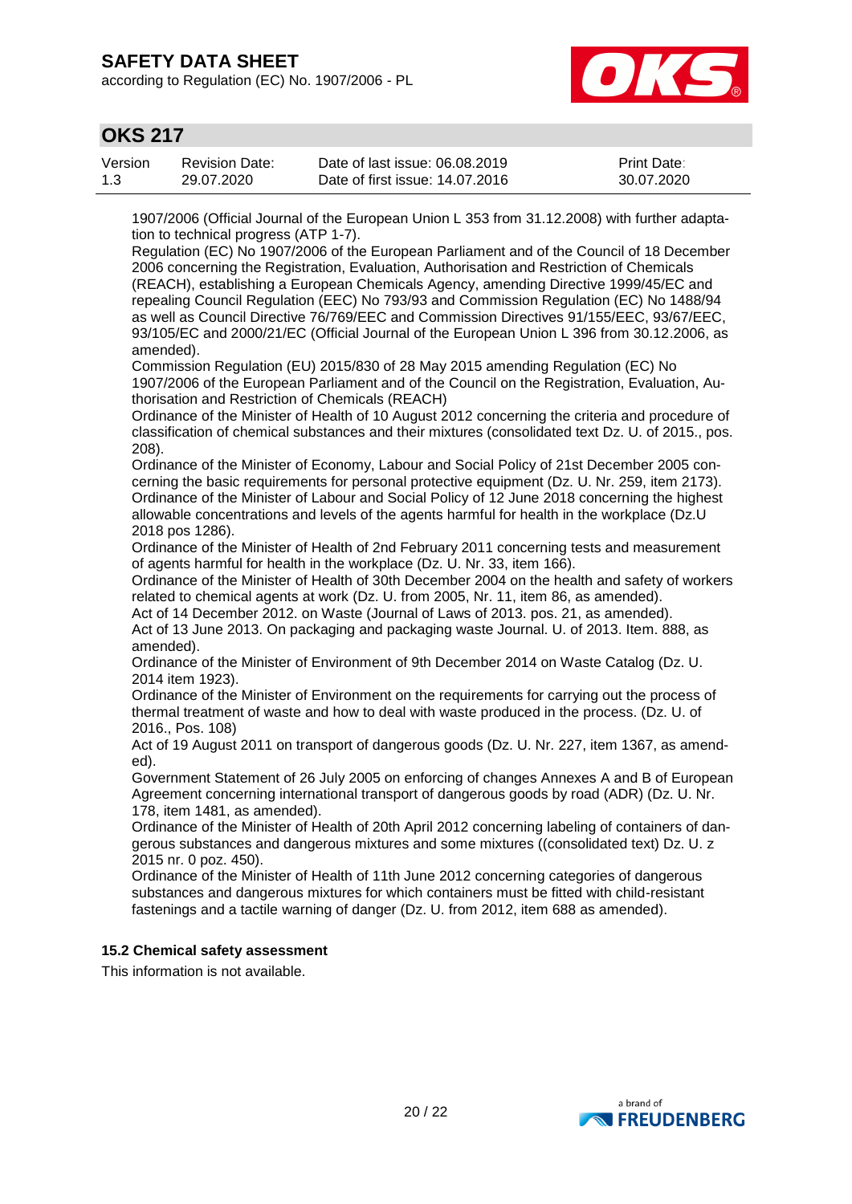1907/2006 (Official Journal of the European Union L 353 from 31.12.2008) with further adaptation to technical progress (ATP 1-7).
Regulation (EC) No 1907/2006 of the European Parliament and of the Council of 18 December 2006 concerning the Registration, Evaluation, Authorisation and Restriction of Chemicals (REACH), establishing a European Chemicals Agency, amending Directive 1999/45/EC and repealing Council Regulation (EEC) No 793/93 and Commission Regulation (EC) No 1488/94 as well as Council Directive 76/769/EEC and Commission Directives 91/155/EEC, 93/67/EEC, 93/105/EC and 2000/21/EC (Official Journal of the European Union L 396 from 30.12.2006, as amended).
Commission Regulation (EU) 2015/830 of 28 May 2015 amending Regulation (EC) No 1907/2006 of the European Parliament and of the Council on the Registration, Evaluation, Authorisation and Restriction of Chemicals (REACH)
Ordinance of the Minister of Health of 10 August 2012 concerning the criteria and procedure of classification of chemical substances and their mixtures (consolidated text Dz. U. of 2015., pos. 208).
Ordinance of the Minister of Economy, Labour and Social Policy of 21st December 2005 concerning the basic requirements for personal protective equipment (Dz. U. Nr. 259, item 2173).
Ordinance of the Minister of Labour and Social Policy of 12 June 2018 concerning the highest allowable concentrations and levels of the agents harmful for health in the workplace (Dz.U 2018 pos 1286).
Ordinance of the Minister of Health of 2nd February 2011 concerning tests and measurement of agents harmful for health in the workplace (Dz. U. Nr. 33, item 166).
Ordinance of the Minister of Health of 30th December 2004 on the health and safety of workers related to chemical agents at work (Dz. U. from 2005, Nr. 11, item 86, as amended).
Act of 14 December 2012. on Waste (Journal of Laws of 2013. pos. 21, as amended).
Act of 13 June 2013. On packaging and packaging waste Journal. U. of 2013. Item. 888, as amended).
Ordinance of the Minister of Environment of 9th December 2014 on Waste Catalog (Dz. U. 2014 item 1923).
Ordinance of the Minister of Environment on the requirements for carrying out the process of thermal treatment of waste and how to deal with waste produced in the process. (Dz. U. of 2016., Pos. 108)
Act of 19 August 2011 on transport of dangerous goods (Dz. U. Nr. 227, item 1367, as amended).
Government Statement of 26 July 2005 on enforcing of changes Annexes A and B of European Agreement concerning international transport of dangerous goods by road (ADR) (Dz. U. Nr. 178, item 1481, as amended).
Ordinance of the Minister of Health of 20th April 2012 concerning labeling of containers of dangerous substances and dangerous mixtures and some mixtures ((consolidated text) Dz. U. z 2015 nr. 0 poz. 450).
Ordinance of the Minister of Health of 11th June 2012 concerning categories of dangerous substances and dangerous mixtures for which containers must be fitted with child-resistant fastenings and a tactile warning of danger (Dz. U. from 2012, item 688 as amended).

**15.2 Chemical safety assessment**

This information is not available.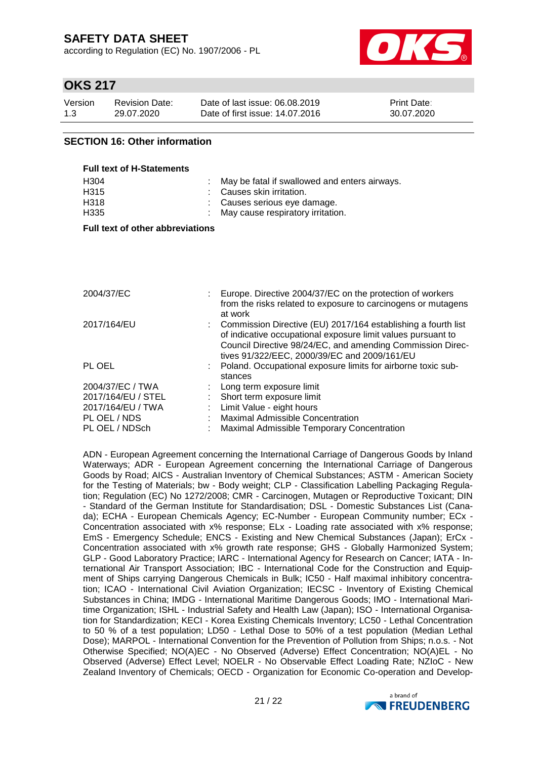## SECTION 16: Other information

**Full text of H-Statements**

| | |
|---|---|
| H304 | : May be fatal if swallowed and enters airways. |
| H315 | : Causes skin irritation. |
| H318 | : Causes serious eye damage. |
| H335 | : May cause respiratory irritation. |

**Full text of other abbreviations**

| | |
|---|---|
| 2004/37/EC | : Europe. Directive 2004/37/EC on the protection of workers from the risks related to exposure to carcinogens or mutagens at work |
| 2017/164/EU | : Commission Directive (EU) 2017/164 establishing a fourth list of indicative occupational exposure limit values pursuant to Council Directive 98/24/EC, and amending Commission Directives 91/322/EEC, 2000/39/EC and 2009/161/EU |
| PL OEL | : Poland. Occupational exposure limits for airborne toxic substances |
| 2004/37/EC / TWA | : Long term exposure limit |
| 2017/164/EU / STEL | : Short term exposure limit |
| 2017/164/EU / TWA | : Limit Value - eight hours |
| PL OEL / NDS | : Maximal Admissible Concentration |
| PL OEL / NDSch | : Maximal Admissible Temporary Concentration |

ADN - European Agreement concerning the International Carriage of Dangerous Goods by Inland Waterways; ADR - European Agreement concerning the International Carriage of Dangerous Goods by Road; AICS - Australian Inventory of Chemical Substances; ASTM - American Society for the Testing of Materials; bw - Body weight; CLP - Classification Labelling Packaging Regulation; Regulation (EC) No 1272/2008; CMR - Carcinogen, Mutagen or Reproductive Toxicant; DIN - Standard of the German Institute for Standardisation; DSL - Domestic Substances List (Canada); ECHA - European Chemicals Agency; EC-Number - European Community number; ECx - Concentration associated with x% response; ELx - Loading rate associated with x% response; EmS - Emergency Schedule; ENCS - Existing and New Chemical Substances (Japan); ErCx - Concentration associated with x% growth rate response; GHS - Globally Harmonized System; GLP - Good Laboratory Practice; IARC - International Agency for Research on Cancer; IATA - International Air Transport Association; IBC - International Code for the Construction and Equipment of Ships carrying Dangerous Chemicals in Bulk; IC50 - Half maximal inhibitory concentration; ICAO - International Civil Aviation Organization; IECSC - Inventory of Existing Chemical Substances in China; IMDG - International Maritime Dangerous Goods; IMO - International Maritime Organization; ISHL - Industrial Safety and Health Law (Japan); ISO - International Organisation for Standardization; KECI - Korea Existing Chemicals Inventory; LC50 - Lethal Concentration to 50 % of a test population; LD50 - Lethal Dose to 50% of a test population (Median Lethal Dose); MARPOL - International Convention for the Prevention of Pollution from Ships; n.o.s. - Not Otherwise Specified; NO(A)EC - No Observed (Adverse) Effect Concentration; NO(A)EL - No Observed (Adverse) Effect Level; NOELR - No Observable Effect Loading Rate; NZIoC - New Zealand Inventory of Chemicals; OECD - Organization for Economic Co-operation and Develop-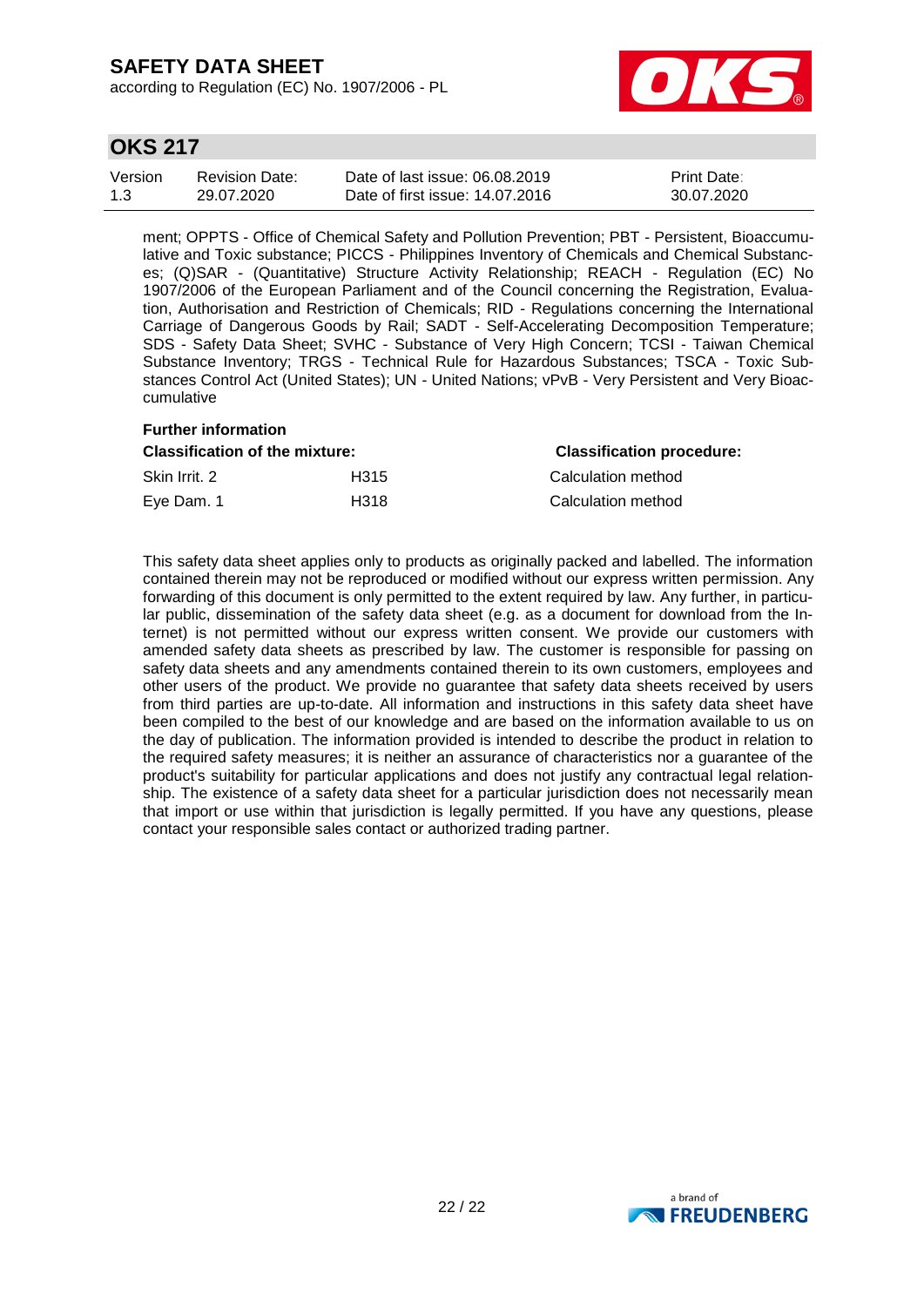ment; OPPTS - Office of Chemical Safety and Pollution Prevention; PBT - Persistent, Bioaccumulative and Toxic substance; PICCS - Philippines Inventory of Chemicals and Chemical Substances; (Q)SAR - (Quantitative) Structure Activity Relationship; REACH - Regulation (EC) No 1907/2006 of the European Parliament and of the Council concerning the Registration, Evaluation, Authorisation and Restriction of Chemicals; RID - Regulations concerning the International Carriage of Dangerous Goods by Rail; SADT - Self-Accelerating Decomposition Temperature; SDS - Safety Data Sheet; SVHC - Substance of Very High Concern; TCSI - Taiwan Chemical Substance Inventory; TRGS - Technical Rule for Hazardous Substances; TSCA - Toxic Substances Control Act (United States); UN - United Nations; vPvB - Very Persistent and Very Bioaccumulative

**Further information**

| **Classification of the mixture:** | | **Classification procedure:** |
|---|---|---|
| Skin Irrit. 2 | H315 | Calculation method |
| Eye Dam. 1 | H318 | Calculation method |

This safety data sheet applies only to products as originally packed and labelled. The information contained therein may not be reproduced or modified without our express written permission. Any forwarding of this document is only permitted to the extent required by law. Any further, in particular public, dissemination of the safety data sheet (e.g. as a document for download from the Internet) is not permitted without our express written consent. We provide our customers with amended safety data sheets as prescribed by law. The customer is responsible for passing on safety data sheets and any amendments contained therein to its own customers, employees and other users of the product. We provide no guarantee that safety data sheets received by users from third parties are up-to-date. All information and instructions in this safety data sheet have been compiled to the best of our knowledge and are based on the information available to us on the day of publication. The information provided is intended to describe the product in relation to the required safety measures; it is neither an assurance of characteristics nor a guarantee of the product's suitability for particular applications and does not justify any contractual legal relationship. The existence of a safety data sheet for a particular jurisdiction does not necessarily mean that import or use within that jurisdiction is legally permitted. If you have any questions, please contact your responsible sales contact or authorized trading partner.